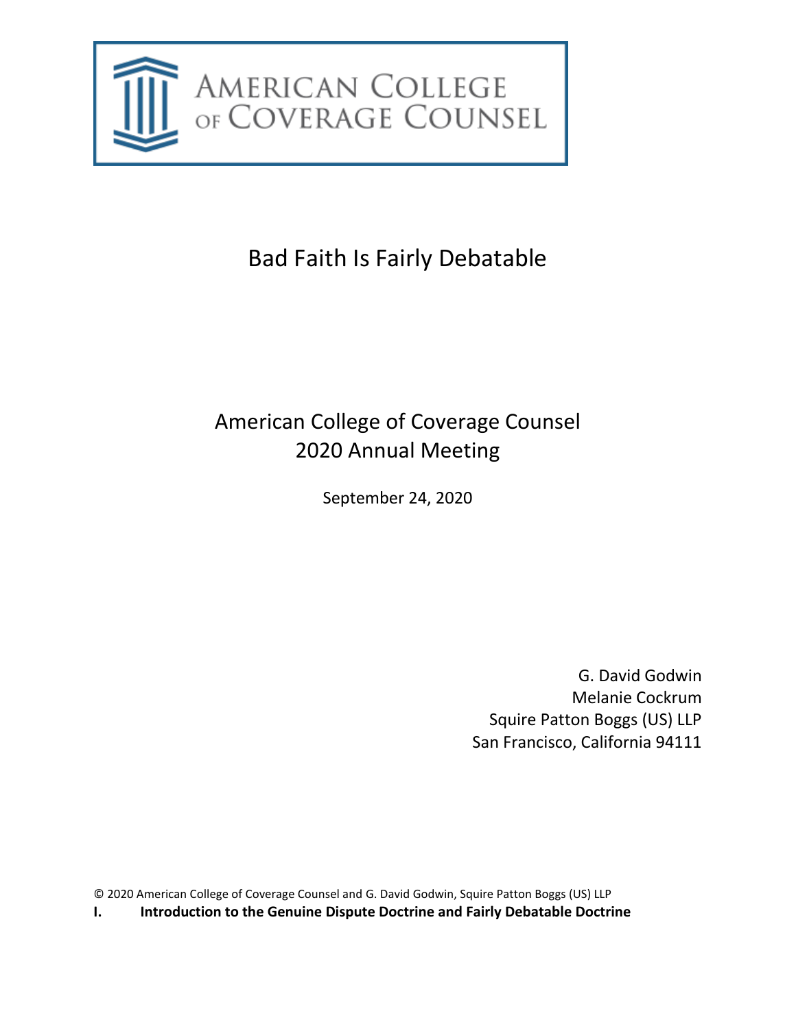AMERICAN COLLEGE of COVERAGE COUNSEL

# Bad Faith Is Fairly Debatable

American College of Coverage Counsel
2020 Annual Meeting

September 24, 2020

G. David Godwin
Melanie Cockrum
Squire Patton Boggs (US) LLP
San Francisco, California 94111

© 2020 American College of Coverage Counsel and G. David Godwin, Squire Patton Boggs (US) LLP

## I. Introduction to the Genuine Dispute Doctrine and Fairly Debatable Doctrine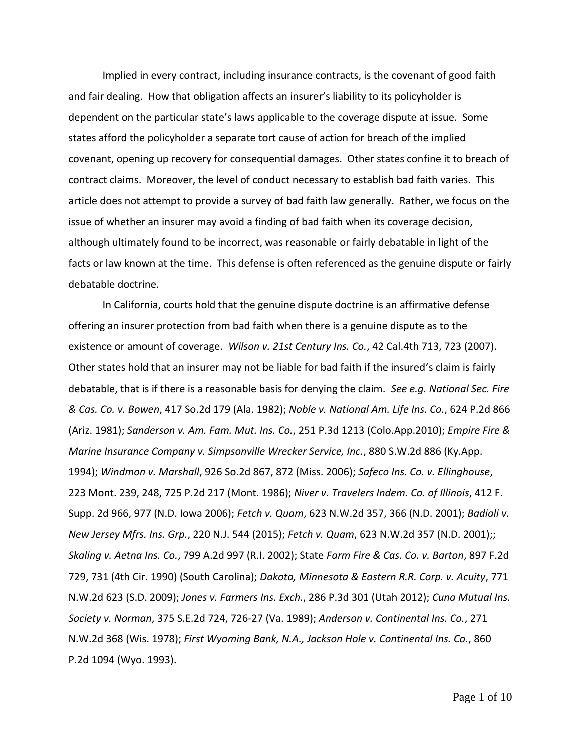Implied in every contract, including insurance contracts, is the covenant of good faith and fair dealing. How that obligation affects an insurer's liability to its policyholder is dependent on the particular state's laws applicable to the coverage dispute at issue. Some states afford the policyholder a separate tort cause of action for breach of the implied covenant, opening up recovery for consequential damages. Other states confine it to breach of contract claims. Moreover, the level of conduct necessary to establish bad faith varies. This article does not attempt to provide a survey of bad faith law generally. Rather, we focus on the issue of whether an insurer may avoid a finding of bad faith when its coverage decision, although ultimately found to be incorrect, was reasonable or fairly debatable in light of the facts or law known at the time. This defense is often referenced as the genuine dispute or fairly debatable doctrine.

In California, courts hold that the genuine dispute doctrine is an affirmative defense offering an insurer protection from bad faith when there is a genuine dispute as to the existence or amount of coverage. *Wilson v. 21st Century Ins. Co.*, 42 Cal.4th 713, 723 (2007). Other states hold that an insurer may not be liable for bad faith if the insured's claim is fairly debatable, that is if there is a reasonable basis for denying the claim. *See e.g. National Sec. Fire & Cas. Co. v. Bowen*, 417 So.2d 179 (Ala. 1982); *Noble v. National Am. Life Ins. Co.*, 624 P.2d 866 (Ariz. 1981); *Sanderson v. Am. Fam. Mut. Ins. Co.*, 251 P.3d 1213 (Colo.App.2010); *Empire Fire & Marine Insurance Company v. Simpsonville Wrecker Service, Inc.*, 880 S.W.2d 886 (Ky.App. 1994); *Windmon v. Marshall*, 926 So.2d 867, 872 (Miss. 2006); *Safeco Ins. Co. v. Ellinghouse*, 223 Mont. 239, 248, 725 P.2d 217 (Mont. 1986); *Niver v. Travelers Indem. Co. of Illinois*, 412 F. Supp. 2d 966, 977 (N.D. Iowa 2006); *Fetch v. Quam*, 623 N.W.2d 357, 366 (N.D. 2001); *Badiali v. New Jersey Mfrs. Ins. Grp.*, 220 N.J. 544 (2015); *Fetch v. Quam*, 623 N.W.2d 357 (N.D. 2001);; *Skaling v. Aetna Ins. Co.*, 799 A.2d 997 (R.I. 2002); State *Farm Fire & Cas. Co. v. Barton*, 897 F.2d 729, 731 (4th Cir. 1990) (South Carolina); *Dakota, Minnesota & Eastern R.R. Corp. v. Acuity*, 771 N.W.2d 623 (S.D. 2009); *Jones v. Farmers Ins. Exch.*, 286 P.3d 301 (Utah 2012); *Cuna Mutual Ins. Society v. Norman*, 375 S.E.2d 724, 726-27 (Va. 1989); *Anderson v. Continental Ins. Co.*, 271 N.W.2d 368 (Wis. 1978); *First Wyoming Bank, N.A., Jackson Hole v. Continental Ins. Co.*, 860 P.2d 1094 (Wyo. 1993).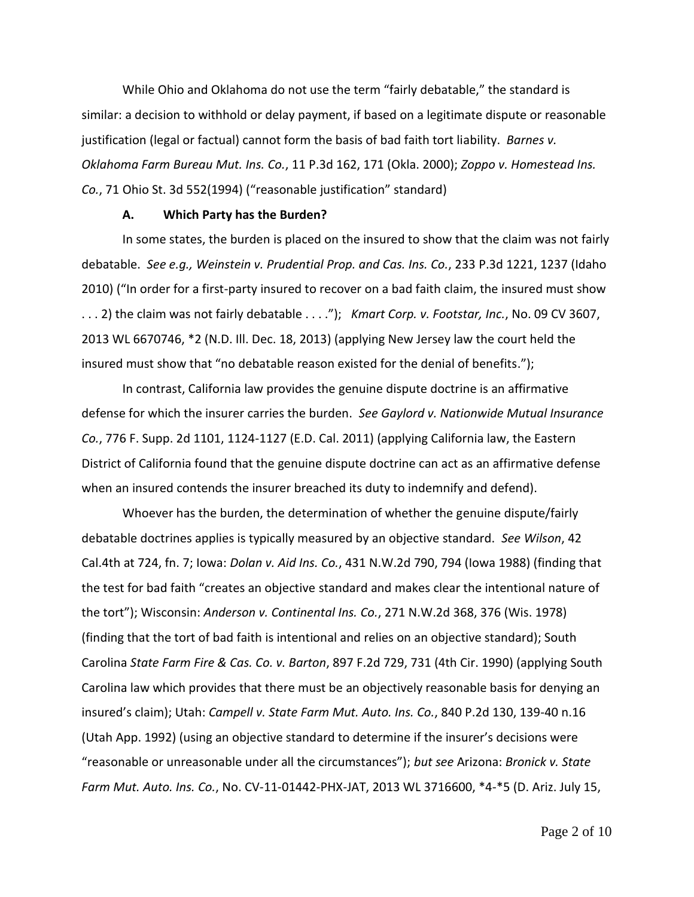While Ohio and Oklahoma do not use the term "fairly debatable," the standard is similar: a decision to withhold or delay payment, if based on a legitimate dispute or reasonable justification (legal or factual) cannot form the basis of bad faith tort liability. *Barnes v. Oklahoma Farm Bureau Mut. Ins. Co.*, 11 P.3d 162, 171 (Okla. 2000); *Zoppo v. Homestead Ins. Co.*, 71 Ohio St. 3d 552(1994) ("reasonable justification" standard)

### A. Which Party has the Burden?

In some states, the burden is placed on the insured to show that the claim was not fairly debatable. *See e.g., Weinstein v. Prudential Prop. and Cas. Ins. Co.*, 233 P.3d 1221, 1237 (Idaho 2010) ("In order for a first-party insured to recover on a bad faith claim, the insured must show . . . 2) the claim was not fairly debatable . . . ."); *Kmart Corp. v. Footstar, Inc.*, No. 09 CV 3607, 2013 WL 6670746, *2 (N.D. Ill. Dec. 18, 2013) (applying New Jersey law the court held the insured must show that "no debatable reason existed for the denial of benefits.");

In contrast, California law provides the genuine dispute doctrine is an affirmative defense for which the insurer carries the burden. *See Gaylord v. Nationwide Mutual Insurance Co.*, 776 F. Supp. 2d 1101, 1124-1127 (E.D. Cal. 2011) (applying California law, the Eastern District of California found that the genuine dispute doctrine can act as an affirmative defense when an insured contends the insurer breached its duty to indemnify and defend).

Whoever has the burden, the determination of whether the genuine dispute/fairly debatable doctrines applies is typically measured by an objective standard. *See Wilson*, 42 Cal.4th at 724, fn. 7; Iowa: *Dolan v. Aid Ins. Co.*, 431 N.W.2d 790, 794 (Iowa 1988) (finding that the test for bad faith "creates an objective standard and makes clear the intentional nature of the tort"); Wisconsin: *Anderson v. Continental Ins. Co.*, 271 N.W.2d 368, 376 (Wis. 1978) (finding that the tort of bad faith is intentional and relies on an objective standard); South Carolina *State Farm Fire & Cas. Co. v. Barton*, 897 F.2d 729, 731 (4th Cir. 1990) (applying South Carolina law which provides that there must be an objectively reasonable basis for denying an insured's claim); Utah: *Campell v. State Farm Mut. Auto. Ins. Co.*, 840 P.2d 130, 139-40 n.16 (Utah App. 1992) (using an objective standard to determine if the insurer's decisions were "reasonable or unreasonable under all the circumstances"); *but see* Arizona: *Bronick v. State Farm Mut. Auto. Ins. Co.*, No. CV-11-01442-PHX-JAT, 2013 WL 3716600, *4-*5 (D. Ariz. July 15,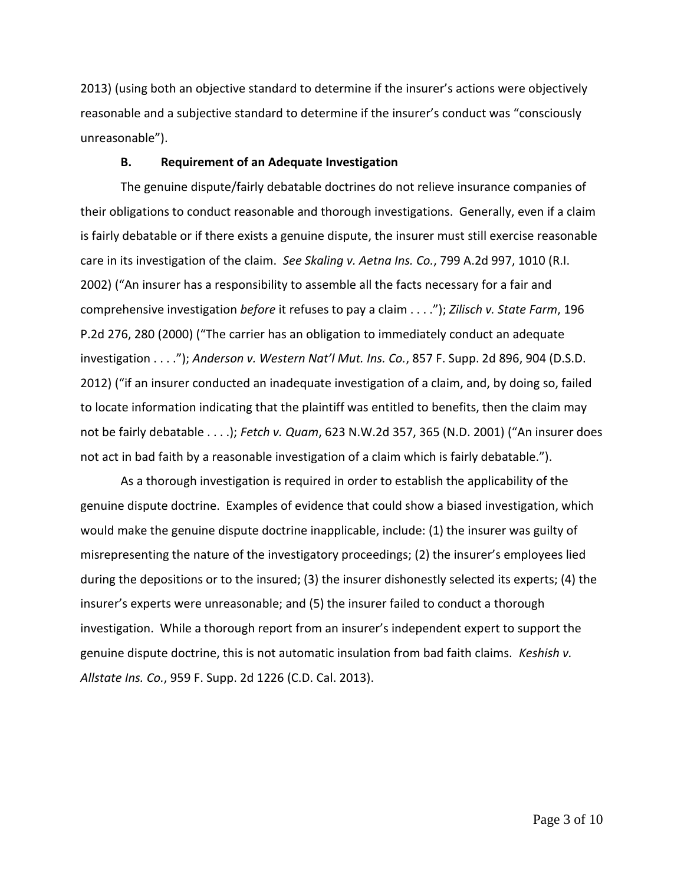2013) (using both an objective standard to determine if the insurer's actions were objectively reasonable and a subjective standard to determine if the insurer's conduct was "consciously unreasonable").

### B. Requirement of an Adequate Investigation

The genuine dispute/fairly debatable doctrines do not relieve insurance companies of their obligations to conduct reasonable and thorough investigations. Generally, even if a claim is fairly debatable or if there exists a genuine dispute, the insurer must still exercise reasonable care in its investigation of the claim. *See Skaling v. Aetna Ins. Co.*, 799 A.2d 997, 1010 (R.I. 2002) ("An insurer has a responsibility to assemble all the facts necessary for a fair and comprehensive investigation *before* it refuses to pay a claim . . . ."); *Zilisch v. State Farm*, 196 P.2d 276, 280 (2000) ("The carrier has an obligation to immediately conduct an adequate investigation . . . ."); *Anderson v. Western Nat'l Mut. Ins. Co.*, 857 F. Supp. 2d 896, 904 (D.S.D. 2012) ("if an insurer conducted an inadequate investigation of a claim, and, by doing so, failed to locate information indicating that the plaintiff was entitled to benefits, then the claim may not be fairly debatable . . . .); *Fetch v. Quam*, 623 N.W.2d 357, 365 (N.D. 2001) ("An insurer does not act in bad faith by a reasonable investigation of a claim which is fairly debatable.").

As a thorough investigation is required in order to establish the applicability of the genuine dispute doctrine. Examples of evidence that could show a biased investigation, which would make the genuine dispute doctrine inapplicable, include: (1) the insurer was guilty of misrepresenting the nature of the investigatory proceedings; (2) the insurer's employees lied during the depositions or to the insured; (3) the insurer dishonestly selected its experts; (4) the insurer's experts were unreasonable; and (5) the insurer failed to conduct a thorough investigation. While a thorough report from an insurer's independent expert to support the genuine dispute doctrine, this is not automatic insulation from bad faith claims. *Keshish v. Allstate Ins. Co.*, 959 F. Supp. 2d 1226 (C.D. Cal. 2013).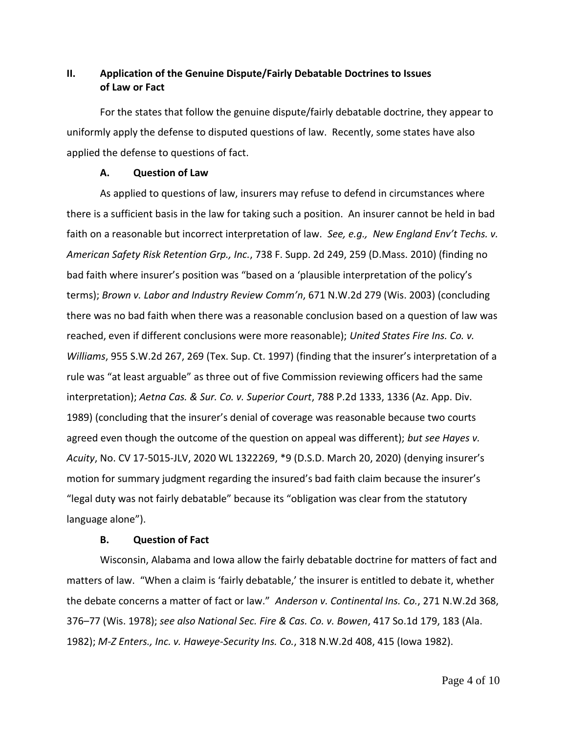## II. Application of the Genuine Dispute/Fairly Debatable Doctrines to Issues of Law or Fact

For the states that follow the genuine dispute/fairly debatable doctrine, they appear to uniformly apply the defense to disputed questions of law. Recently, some states have also applied the defense to questions of fact.

### A. Question of Law

As applied to questions of law, insurers may refuse to defend in circumstances where there is a sufficient basis in the law for taking such a position. An insurer cannot be held in bad faith on a reasonable but incorrect interpretation of law. *See, e.g., New England Env't Techs. v. American Safety Risk Retention Grp., Inc.*, 738 F. Supp. 2d 249, 259 (D.Mass. 2010) (finding no bad faith where insurer's position was "based on a 'plausible interpretation of the policy's terms); *Brown v. Labor and Industry Review Comm'n*, 671 N.W.2d 279 (Wis. 2003) (concluding there was no bad faith when there was a reasonable conclusion based on a question of law was reached, even if different conclusions were more reasonable); *United States Fire Ins. Co. v. Williams*, 955 S.W.2d 267, 269 (Tex. Sup. Ct. 1997) (finding that the insurer's interpretation of a rule was "at least arguable" as three out of five Commission reviewing officers had the same interpretation); *Aetna Cas. & Sur. Co. v. Superior Court*, 788 P.2d 1333, 1336 (Az. App. Div. 1989) (concluding that the insurer's denial of coverage was reasonable because two courts agreed even though the outcome of the question on appeal was different); *but see Hayes v. Acuity*, No. CV 17-5015-JLV, 2020 WL 1322269, *9 (D.S.D. March 20, 2020) (denying insurer's motion for summary judgment regarding the insured's bad faith claim because the insurer's "legal duty was not fairly debatable" because its "obligation was clear from the statutory language alone").

### B. Question of Fact

Wisconsin, Alabama and Iowa allow the fairly debatable doctrine for matters of fact and matters of law. "When a claim is 'fairly debatable,' the insurer is entitled to debate it, whether the debate concerns a matter of fact or law." *Anderson v. Continental Ins. Co.*, 271 N.W.2d 368, 376–77 (Wis. 1978); *see also National Sec. Fire & Cas. Co. v. Bowen*, 417 So.1d 179, 183 (Ala. 1982); *M-Z Enters., Inc. v. Haweye-Security Ins. Co.*, 318 N.W.2d 408, 415 (Iowa 1982).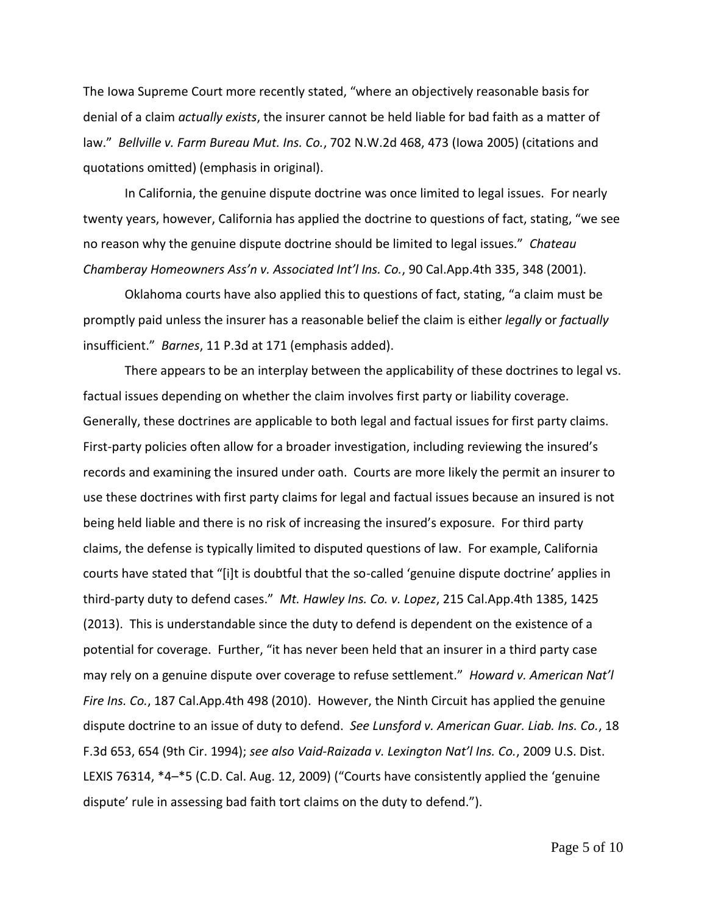The Iowa Supreme Court more recently stated, "where an objectively reasonable basis for denial of a claim *actually exists*, the insurer cannot be held liable for bad faith as a matter of law." *Bellville v. Farm Bureau Mut. Ins. Co.*, 702 N.W.2d 468, 473 (Iowa 2005) (citations and quotations omitted) (emphasis in original).

In California, the genuine dispute doctrine was once limited to legal issues. For nearly twenty years, however, California has applied the doctrine to questions of fact, stating, "we see no reason why the genuine dispute doctrine should be limited to legal issues." *Chateau Chamberay Homeowners Ass'n v. Associated Int'l Ins. Co.*, 90 Cal.App.4th 335, 348 (2001).

Oklahoma courts have also applied this to questions of fact, stating, "a claim must be promptly paid unless the insurer has a reasonable belief the claim is either *legally* or *factually* insufficient." *Barnes*, 11 P.3d at 171 (emphasis added).

There appears to be an interplay between the applicability of these doctrines to legal vs. factual issues depending on whether the claim involves first party or liability coverage. Generally, these doctrines are applicable to both legal and factual issues for first party claims. First-party policies often allow for a broader investigation, including reviewing the insured's records and examining the insured under oath. Courts are more likely the permit an insurer to use these doctrines with first party claims for legal and factual issues because an insured is not being held liable and there is no risk of increasing the insured's exposure. For third party claims, the defense is typically limited to disputed questions of law. For example, California courts have stated that "[i]t is doubtful that the so-called 'genuine dispute doctrine' applies in third-party duty to defend cases." *Mt. Hawley Ins. Co. v. Lopez*, 215 Cal.App.4th 1385, 1425 (2013). This is understandable since the duty to defend is dependent on the existence of a potential for coverage. Further, "it has never been held that an insurer in a third party case may rely on a genuine dispute over coverage to refuse settlement." *Howard v. American Nat'l Fire Ins. Co.*, 187 Cal.App.4th 498 (2010). However, the Ninth Circuit has applied the genuine dispute doctrine to an issue of duty to defend. *See Lunsford v. American Guar. Liab. Ins. Co.*, 18 F.3d 653, 654 (9th Cir. 1994); *see also Vaid-Raizada v. Lexington Nat'l Ins. Co.*, 2009 U.S. Dist. LEXIS 76314, \*4–\*5 (C.D. Cal. Aug. 12, 2009) ("Courts have consistently applied the 'genuine dispute' rule in assessing bad faith tort claims on the duty to defend.").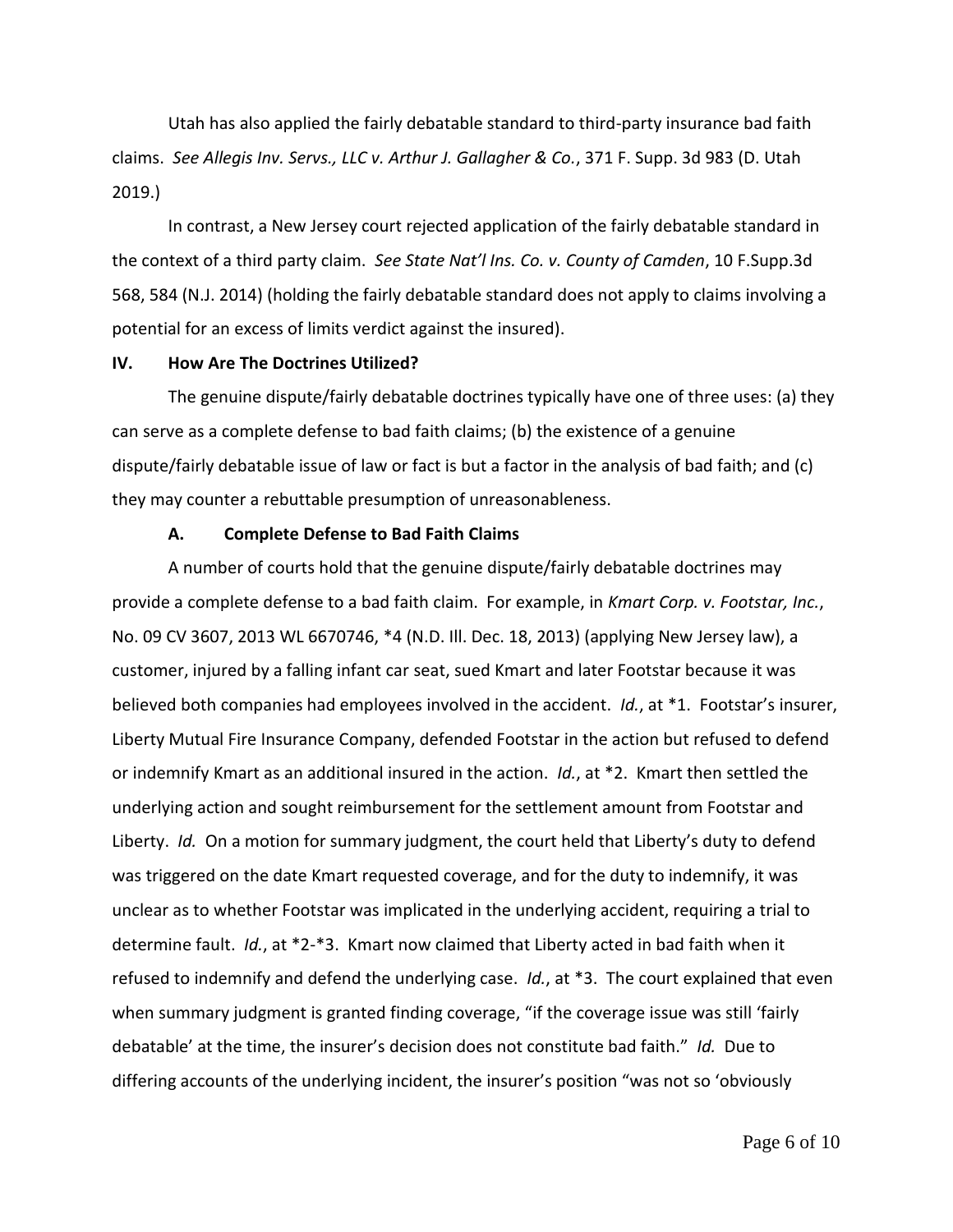Utah has also applied the fairly debatable standard to third-party insurance bad faith claims. *See Allegis Inv. Servs., LLC v. Arthur J. Gallagher & Co.*, 371 F. Supp. 3d 983 (D. Utah 2019.)

In contrast, a New Jersey court rejected application of the fairly debatable standard in the context of a third party claim. *See State Nat'l Ins. Co. v. County of Camden*, 10 F.Supp.3d 568, 584 (N.J. 2014) (holding the fairly debatable standard does not apply to claims involving a potential for an excess of limits verdict against the insured).

## IV. How Are The Doctrines Utilized?

The genuine dispute/fairly debatable doctrines typically have one of three uses: (a) they can serve as a complete defense to bad faith claims; (b) the existence of a genuine dispute/fairly debatable issue of law or fact is but a factor in the analysis of bad faith; and (c) they may counter a rebuttable presumption of unreasonableness.

### A. Complete Defense to Bad Faith Claims

A number of courts hold that the genuine dispute/fairly debatable doctrines may provide a complete defense to a bad faith claim. For example, in *Kmart Corp. v. Footstar, Inc.*, No. 09 CV 3607, 2013 WL 6670746, *4 (N.D. Ill. Dec. 18, 2013) (applying New Jersey law), a customer, injured by a falling infant car seat, sued Kmart and later Footstar because it was believed both companies had employees involved in the accident. *Id.*, at *1. Footstar's insurer, Liberty Mutual Fire Insurance Company, defended Footstar in the action but refused to defend or indemnify Kmart as an additional insured in the action. *Id.*, at *2. Kmart then settled the underlying action and sought reimbursement for the settlement amount from Footstar and Liberty. *Id.* On a motion for summary judgment, the court held that Liberty's duty to defend was triggered on the date Kmart requested coverage, and for the duty to indemnify, it was unclear as to whether Footstar was implicated in the underlying accident, requiring a trial to determine fault. *Id.*, at *2-*3. Kmart now claimed that Liberty acted in bad faith when it refused to indemnify and defend the underlying case. *Id.*, at *3. The court explained that even when summary judgment is granted finding coverage, "if the coverage issue was still 'fairly debatable' at the time, the insurer's decision does not constitute bad faith." *Id.* Due to differing accounts of the underlying incident, the insurer's position "was not so 'obviously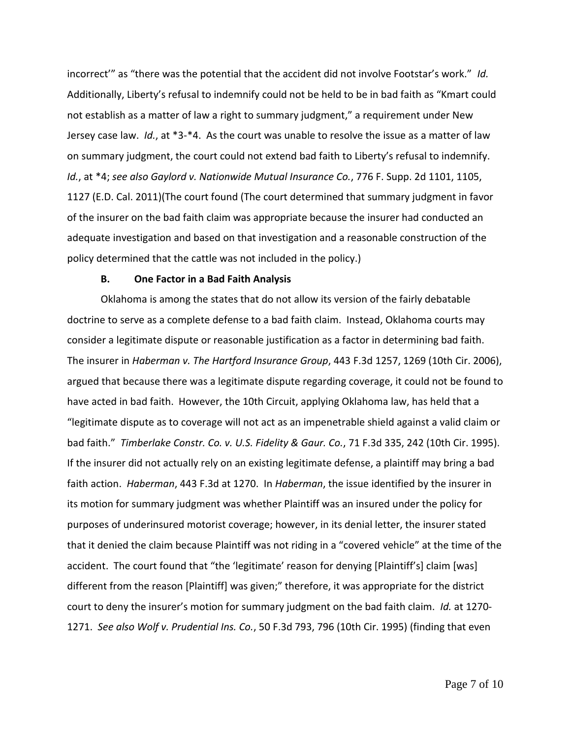incorrect'" as "there was the potential that the accident did not involve Footstar's work." *Id.* Additionally, Liberty's refusal to indemnify could not be held to be in bad faith as "Kmart could not establish as a matter of law a right to summary judgment," a requirement under New Jersey case law. *Id.*, at *3-*4. As the court was unable to resolve the issue as a matter of law on summary judgment, the court could not extend bad faith to Liberty's refusal to indemnify. *Id.*, at *4; *see also Gaylord v. Nationwide Mutual Insurance Co.*, 776 F. Supp. 2d 1101, 1105, 1127 (E.D. Cal. 2011)(The court found (The court determined that summary judgment in favor of the insurer on the bad faith claim was appropriate because the insurer had conducted an adequate investigation and based on that investigation and a reasonable construction of the policy determined that the cattle was not included in the policy.)

### B. One Factor in a Bad Faith Analysis

Oklahoma is among the states that do not allow its version of the fairly debatable doctrine to serve as a complete defense to a bad faith claim. Instead, Oklahoma courts may consider a legitimate dispute or reasonable justification as a factor in determining bad faith. The insurer in *Haberman v. The Hartford Insurance Group*, 443 F.3d 1257, 1269 (10th Cir. 2006), argued that because there was a legitimate dispute regarding coverage, it could not be found to have acted in bad faith. However, the 10th Circuit, applying Oklahoma law, has held that a "legitimate dispute as to coverage will not act as an impenetrable shield against a valid claim or bad faith." *Timberlake Constr. Co. v. U.S. Fidelity & Gaur. Co.*, 71 F.3d 335, 242 (10th Cir. 1995). If the insurer did not actually rely on an existing legitimate defense, a plaintiff may bring a bad faith action. *Haberman*, 443 F.3d at 1270. In *Haberman*, the issue identified by the insurer in its motion for summary judgment was whether Plaintiff was an insured under the policy for purposes of underinsured motorist coverage; however, in its denial letter, the insurer stated that it denied the claim because Plaintiff was not riding in a "covered vehicle" at the time of the accident. The court found that "the 'legitimate' reason for denying [Plaintiff's] claim [was] different from the reason [Plaintiff] was given;" therefore, it was appropriate for the district court to deny the insurer's motion for summary judgment on the bad faith claim. *Id.* at 1270-1271. *See also Wolf v. Prudential Ins. Co.*, 50 F.3d 793, 796 (10th Cir. 1995) (finding that even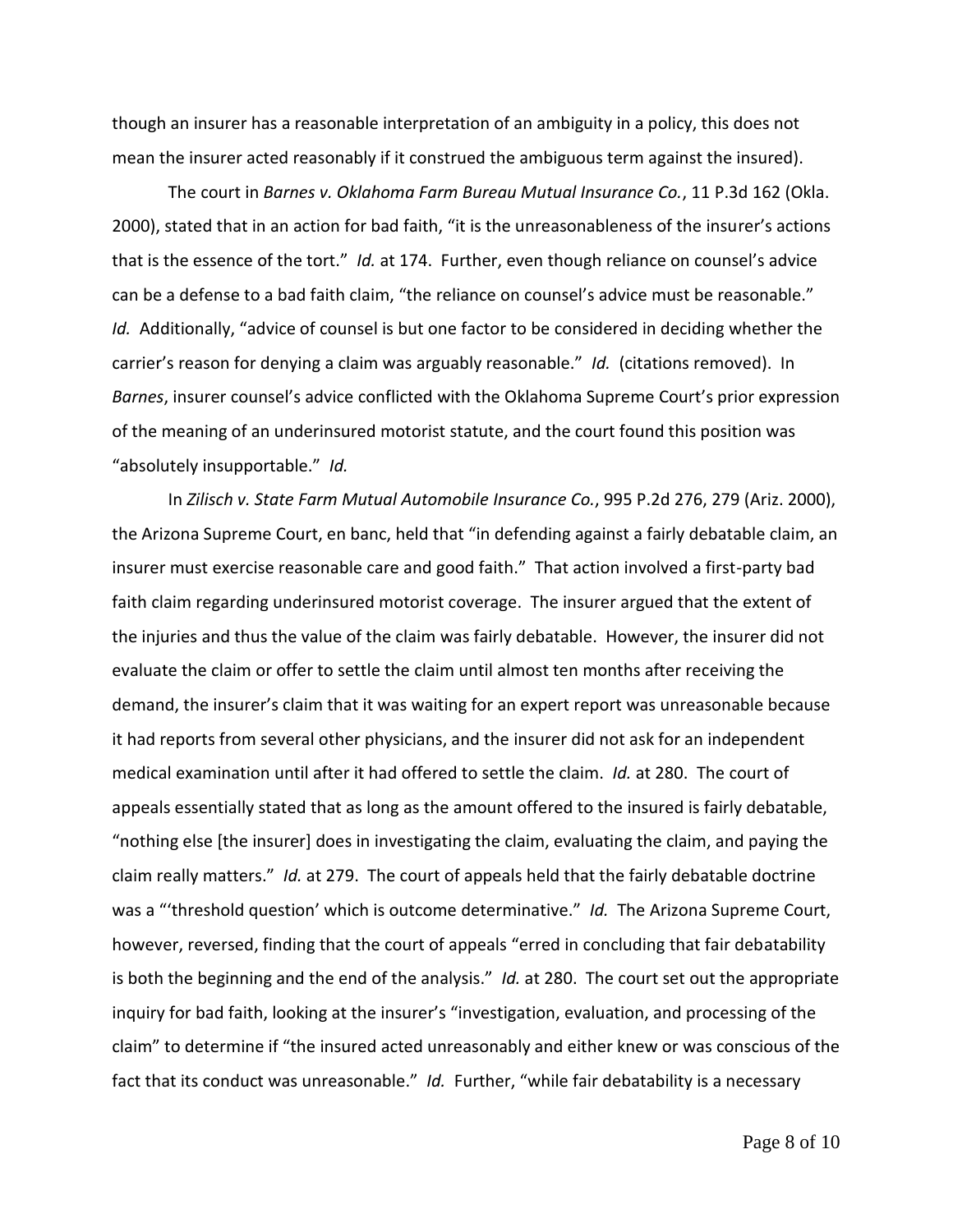though an insurer has a reasonable interpretation of an ambiguity in a policy, this does not mean the insurer acted reasonably if it construed the ambiguous term against the insured).

The court in *Barnes v. Oklahoma Farm Bureau Mutual Insurance Co.*, 11 P.3d 162 (Okla. 2000), stated that in an action for bad faith, "it is the unreasonableness of the insurer's actions that is the essence of the tort." *Id.* at 174. Further, even though reliance on counsel's advice can be a defense to a bad faith claim, "the reliance on counsel's advice must be reasonable." *Id.* Additionally, "advice of counsel is but one factor to be considered in deciding whether the carrier's reason for denying a claim was arguably reasonable." *Id.* (citations removed). In *Barnes*, insurer counsel's advice conflicted with the Oklahoma Supreme Court's prior expression of the meaning of an underinsured motorist statute, and the court found this position was "absolutely insupportable." *Id.*

In *Zilisch v. State Farm Mutual Automobile Insurance Co.*, 995 P.2d 276, 279 (Ariz. 2000), the Arizona Supreme Court, en banc, held that "in defending against a fairly debatable claim, an insurer must exercise reasonable care and good faith." That action involved a first-party bad faith claim regarding underinsured motorist coverage. The insurer argued that the extent of the injuries and thus the value of the claim was fairly debatable. However, the insurer did not evaluate the claim or offer to settle the claim until almost ten months after receiving the demand, the insurer's claim that it was waiting for an expert report was unreasonable because it had reports from several other physicians, and the insurer did not ask for an independent medical examination until after it had offered to settle the claim. *Id.* at 280. The court of appeals essentially stated that as long as the amount offered to the insured is fairly debatable, "nothing else [the insurer] does in investigating the claim, evaluating the claim, and paying the claim really matters." *Id.* at 279. The court of appeals held that the fairly debatable doctrine was a "'threshold question' which is outcome determinative." *Id.* The Arizona Supreme Court, however, reversed, finding that the court of appeals "erred in concluding that fair debatability is both the beginning and the end of the analysis." *Id.* at 280. The court set out the appropriate inquiry for bad faith, looking at the insurer's "investigation, evaluation, and processing of the claim" to determine if "the insured acted unreasonably and either knew or was conscious of the fact that its conduct was unreasonable." *Id.* Further, "while fair debatability is a necessary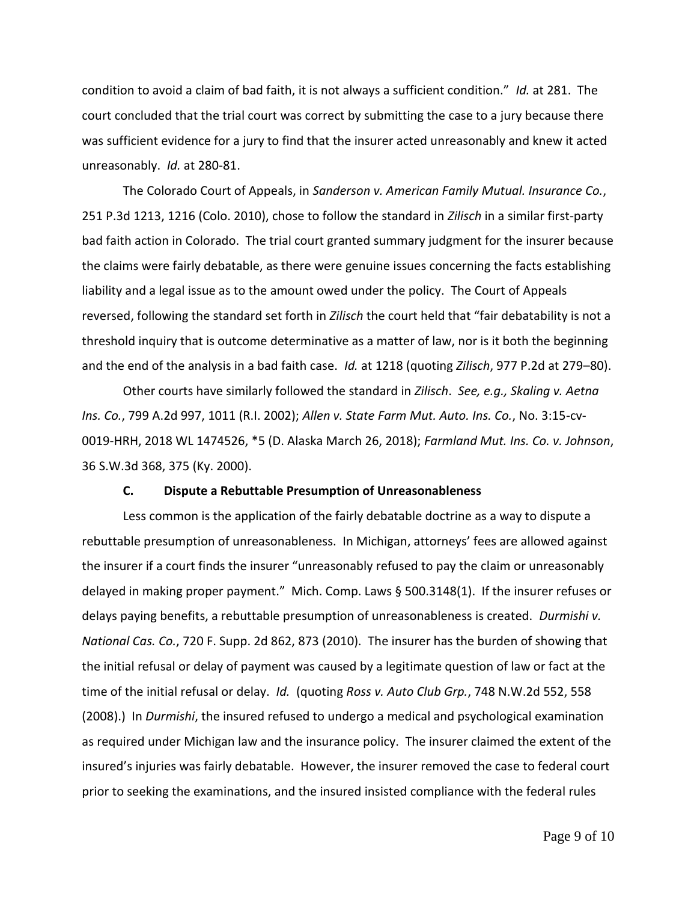condition to avoid a claim of bad faith, it is not always a sufficient condition." *Id.* at 281. The court concluded that the trial court was correct by submitting the case to a jury because there was sufficient evidence for a jury to find that the insurer acted unreasonably and knew it acted unreasonably. *Id.* at 280-81.

The Colorado Court of Appeals, in *Sanderson v. American Family Mutual. Insurance Co.*, 251 P.3d 1213, 1216 (Colo. 2010), chose to follow the standard in *Zilisch* in a similar first-party bad faith action in Colorado. The trial court granted summary judgment for the insurer because the claims were fairly debatable, as there were genuine issues concerning the facts establishing liability and a legal issue as to the amount owed under the policy. The Court of Appeals reversed, following the standard set forth in *Zilisch* the court held that "fair debatability is not a threshold inquiry that is outcome determinative as a matter of law, nor is it both the beginning and the end of the analysis in a bad faith case. *Id.* at 1218 (quoting *Zilisch*, 977 P.2d at 279–80).

Other courts have similarly followed the standard in *Zilisch*. *See, e.g., Skaling v. Aetna Ins. Co.*, 799 A.2d 997, 1011 (R.I. 2002); *Allen v. State Farm Mut. Auto. Ins. Co.*, No. 3:15-cv-0019-HRH, 2018 WL 1474526, \*5 (D. Alaska March 26, 2018); *Farmland Mut. Ins. Co. v. Johnson*, 36 S.W.3d 368, 375 (Ky. 2000).

### C. Dispute a Rebuttable Presumption of Unreasonableness

Less common is the application of the fairly debatable doctrine as a way to dispute a rebuttable presumption of unreasonableness. In Michigan, attorneys' fees are allowed against the insurer if a court finds the insurer "unreasonably refused to pay the claim or unreasonably delayed in making proper payment." Mich. Comp. Laws § 500.3148(1). If the insurer refuses or delays paying benefits, a rebuttable presumption of unreasonableness is created. *Durmishi v. National Cas. Co.*, 720 F. Supp. 2d 862, 873 (2010). The insurer has the burden of showing that the initial refusal or delay of payment was caused by a legitimate question of law or fact at the time of the initial refusal or delay. *Id.* (quoting *Ross v. Auto Club Grp.*, 748 N.W.2d 552, 558 (2008).) In *Durmishi*, the insured refused to undergo a medical and psychological examination as required under Michigan law and the insurance policy. The insurer claimed the extent of the insured's injuries was fairly debatable. However, the insurer removed the case to federal court prior to seeking the examinations, and the insured insisted compliance with the federal rules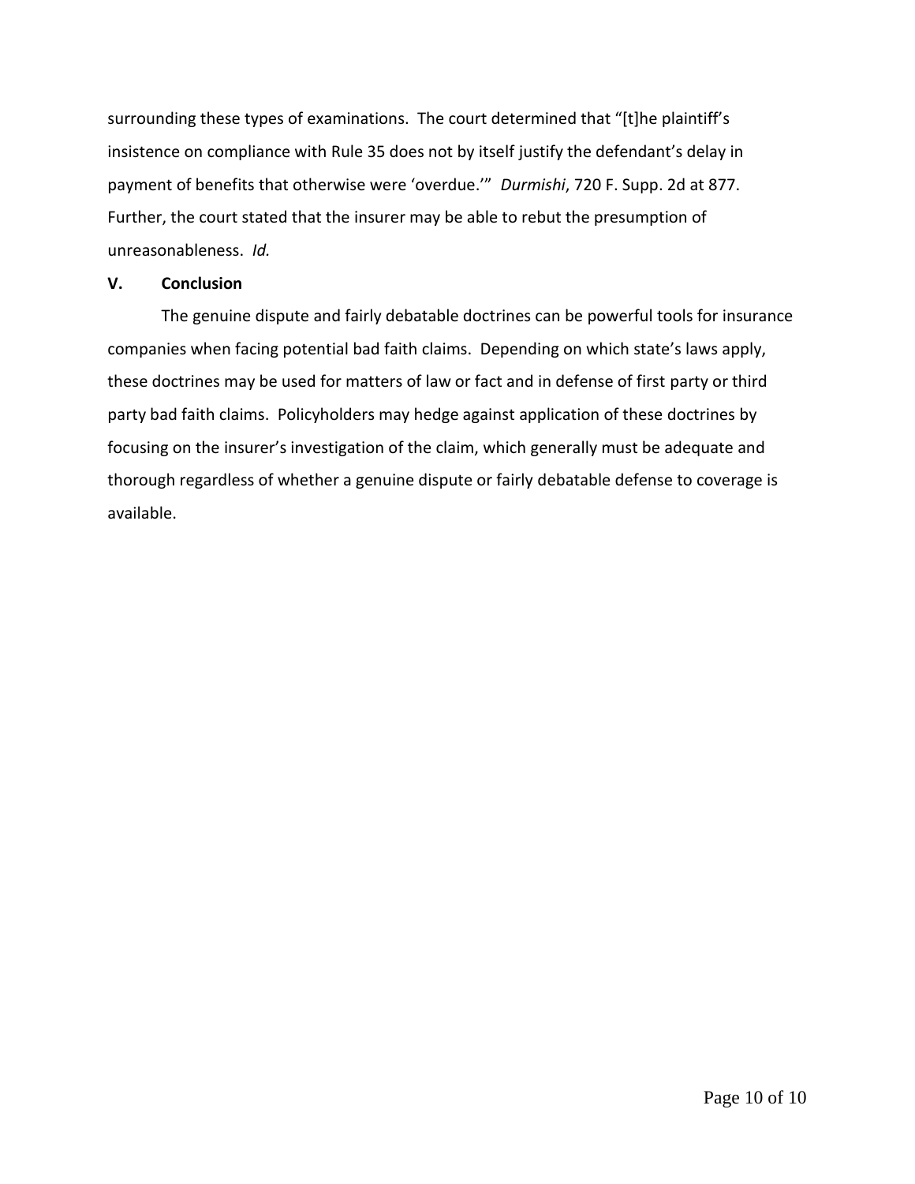surrounding these types of examinations. The court determined that "[t]he plaintiff's insistence on compliance with Rule 35 does not by itself justify the defendant's delay in payment of benefits that otherwise were 'overdue.'" *Durmishi*, 720 F. Supp. 2d at 877. Further, the court stated that the insurer may be able to rebut the presumption of unreasonableness. *Id.*

## V. Conclusion

The genuine dispute and fairly debatable doctrines can be powerful tools for insurance companies when facing potential bad faith claims. Depending on which state's laws apply, these doctrines may be used for matters of law or fact and in defense of first party or third party bad faith claims. Policyholders may hedge against application of these doctrines by focusing on the insurer's investigation of the claim, which generally must be adequate and thorough regardless of whether a genuine dispute or fairly debatable defense to coverage is available.